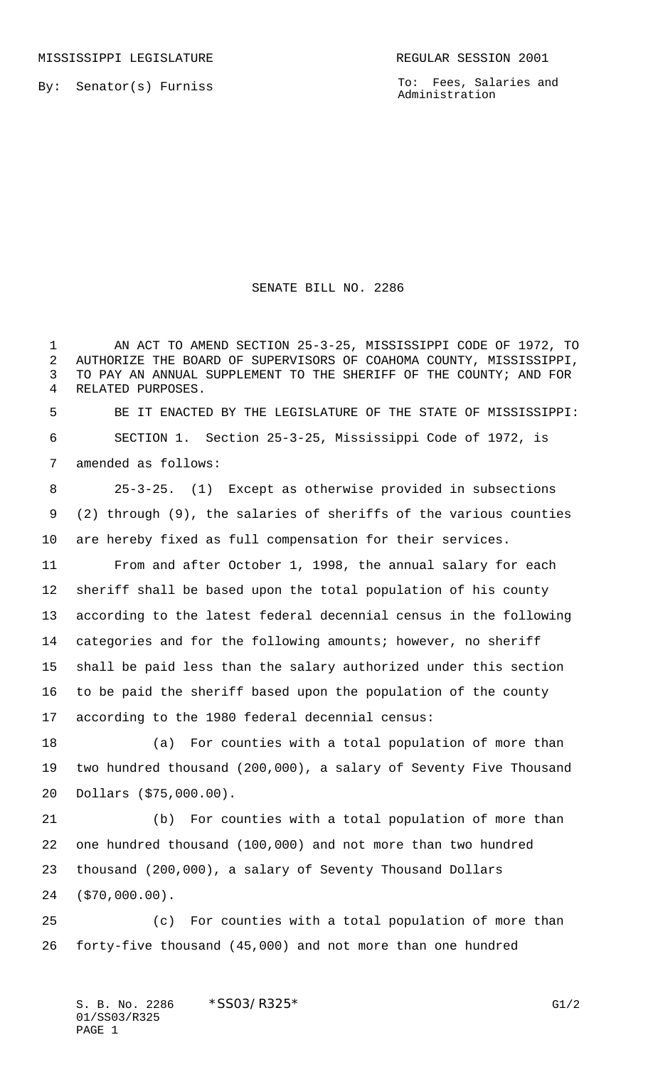MISSISSIPPI LEGISLATURE REGULAR SESSION 2001

By: Senator(s) Furniss

To: Fees, Salaries and Administration

# SENATE BILL NO. 2286

AN ACT TO AMEND SECTION 25-3-25, MISSISSIPPI CODE OF 1972, TO AUTHORIZE THE BOARD OF SUPERVISORS OF COAHOMA COUNTY, MISSISSIPPI, TO PAY AN ANNUAL SUPPLEMENT TO THE SHERIFF OF THE COUNTY; AND FOR RELATED PURPOSES.

BE IT ENACTED BY THE LEGISLATURE OF THE STATE OF MISSISSIPPI:

SECTION 1. Section 25-3-25, Mississippi Code of 1972, is amended as follows:

25-3-25. (1) Except as otherwise provided in subsections (2) through (9), the salaries of sheriffs of the various counties are hereby fixed as full compensation for their services.

From and after October 1, 1998, the annual salary for each sheriff shall be based upon the total population of his county according to the latest federal decennial census in the following categories and for the following amounts; however, no sheriff shall be paid less than the salary authorized under this section to be paid the sheriff based upon the population of the county according to the 1980 federal decennial census:

(a) For counties with a total population of more than two hundred thousand (200,000), a salary of Seventy Five Thousand Dollars ($75,000.00).

(b) For counties with a total population of more than one hundred thousand (100,000) and not more than two hundred thousand (200,000), a salary of Seventy Thousand Dollars ($70,000.00).

(c) For counties with a total population of more than forty-five thousand (45,000) and not more than one hundred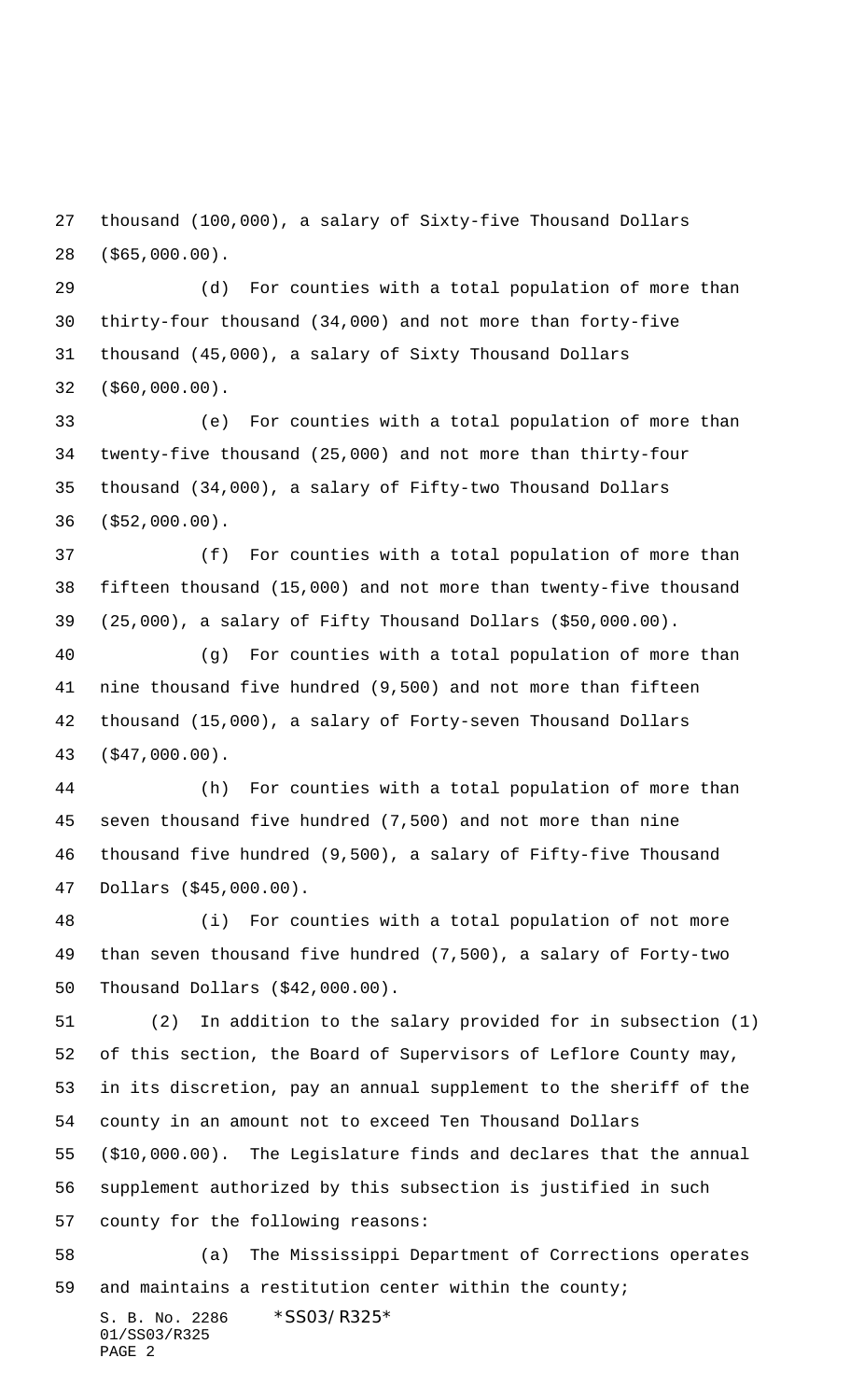thousand (100,000), a salary of Sixty-five Thousand Dollars ($65,000.00).

(d) For counties with a total population of more than thirty-four thousand (34,000) and not more than forty-five thousand (45,000), a salary of Sixty Thousand Dollars ($60,000.00).

(e) For counties with a total population of more than twenty-five thousand (25,000) and not more than thirty-four thousand (34,000), a salary of Fifty-two Thousand Dollars ($52,000.00).

(f) For counties with a total population of more than fifteen thousand (15,000) and not more than twenty-five thousand (25,000), a salary of Fifty Thousand Dollars ($50,000.00).

(g) For counties with a total population of more than nine thousand five hundred (9,500) and not more than fifteen thousand (15,000), a salary of Forty-seven Thousand Dollars ($47,000.00).

(h) For counties with a total population of more than seven thousand five hundred (7,500) and not more than nine thousand five hundred (9,500), a salary of Fifty-five Thousand Dollars ($45,000.00).

(i) For counties with a total population of not more than seven thousand five hundred (7,500), a salary of Forty-two Thousand Dollars ($42,000.00).

(2) In addition to the salary provided for in subsection (1) of this section, the Board of Supervisors of Leflore County may, in its discretion, pay an annual supplement to the sheriff of the county in an amount not to exceed Ten Thousand Dollars ($10,000.00). The Legislature finds and declares that the annual supplement authorized by this subsection is justified in such county for the following reasons:

(a) The Mississippi Department of Corrections operates and maintains a restitution center within the county;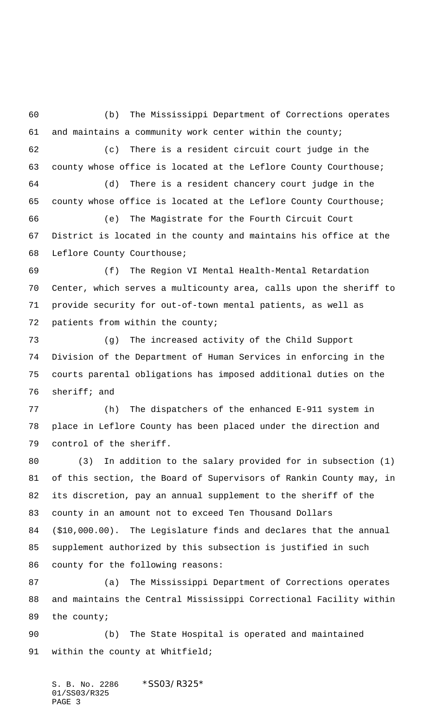(b) The Mississippi Department of Corrections operates and maintains a community work center within the county;

(c) There is a resident circuit court judge in the county whose office is located at the Leflore County Courthouse;

(d) There is a resident chancery court judge in the county whose office is located at the Leflore County Courthouse;

(e) The Magistrate for the Fourth Circuit Court District is located in the county and maintains his office at the Leflore County Courthouse;

(f) The Region VI Mental Health-Mental Retardation Center, which serves a multicounty area, calls upon the sheriff to provide security for out-of-town mental patients, as well as patients from within the county;

(g) The increased activity of the Child Support Division of the Department of Human Services in enforcing in the courts parental obligations has imposed additional duties on the sheriff; and

(h) The dispatchers of the enhanced E-911 system in place in Leflore County has been placed under the direction and control of the sheriff.

(3) In addition to the salary provided for in subsection (1) of this section, the Board of Supervisors of Rankin County may, in its discretion, pay an annual supplement to the sheriff of the county in an amount not to exceed Ten Thousand Dollars ($10,000.00). The Legislature finds and declares that the annual supplement authorized by this subsection is justified in such county for the following reasons:

(a) The Mississippi Department of Corrections operates and maintains the Central Mississippi Correctional Facility within the county;

(b) The State Hospital is operated and maintained within the county at Whitfield;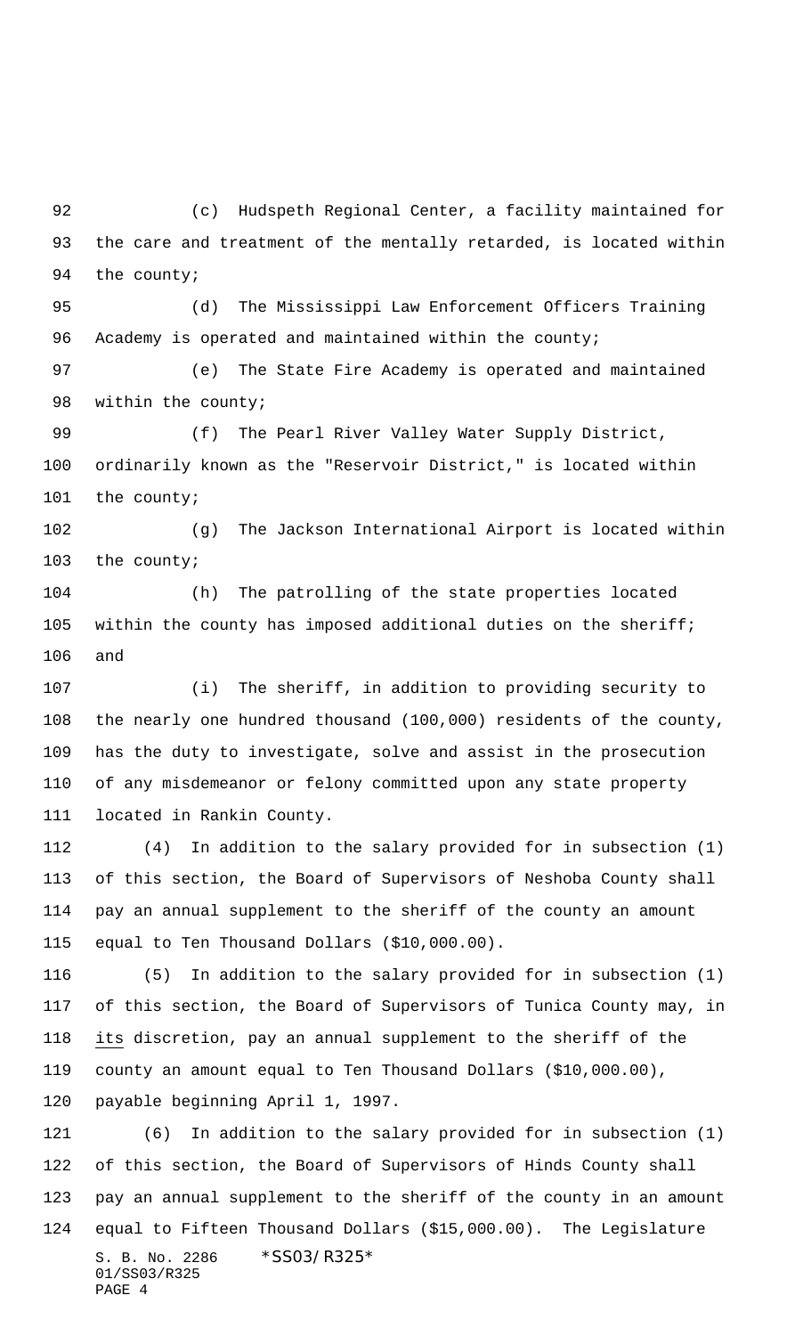(c) Hudspeth Regional Center, a facility maintained for the care and treatment of the mentally retarded, is located within the county;

(d) The Mississippi Law Enforcement Officers Training Academy is operated and maintained within the county;

(e) The State Fire Academy is operated and maintained within the county;

(f) The Pearl River Valley Water Supply District, ordinarily known as the "Reservoir District," is located within the county;

(g) The Jackson International Airport is located within the county;

(h) The patrolling of the state properties located within the county has imposed additional duties on the sheriff; and

(i) The sheriff, in addition to providing security to the nearly one hundred thousand (100,000) residents of the county, has the duty to investigate, solve and assist in the prosecution of any misdemeanor or felony committed upon any state property located in Rankin County.

(4) In addition to the salary provided for in subsection (1) of this section, the Board of Supervisors of Neshoba County shall pay an annual supplement to the sheriff of the county an amount equal to Ten Thousand Dollars ($10,000.00).

(5) In addition to the salary provided for in subsection (1) of this section, the Board of Supervisors of Tunica County may, in its discretion, pay an annual supplement to the sheriff of the county an amount equal to Ten Thousand Dollars ($10,000.00), payable beginning April 1, 1997.

(6) In addition to the salary provided for in subsection (1) of this section, the Board of Supervisors of Hinds County shall pay an annual supplement to the sheriff of the county in an amount equal to Fifteen Thousand Dollars ($15,000.00). The Legislature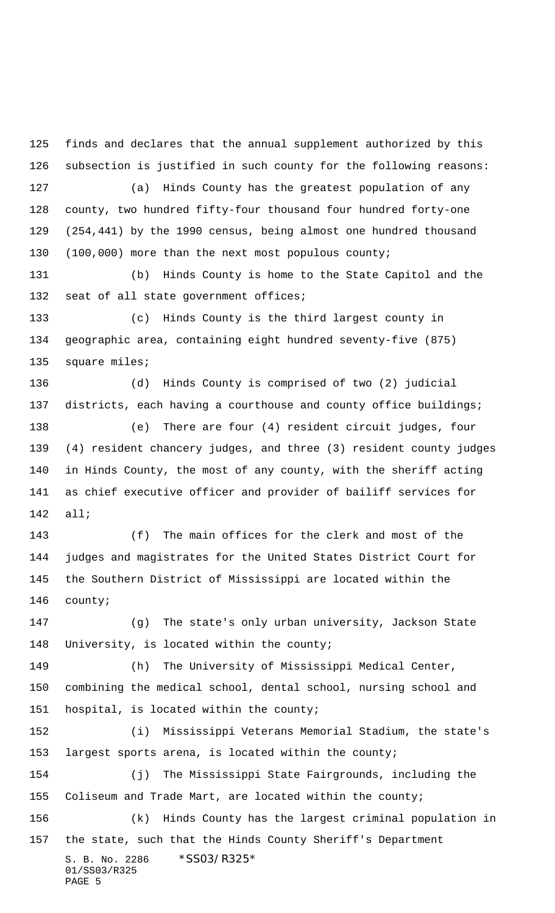finds and declares that the annual supplement authorized by this subsection is justified in such county for the following reasons:

(a) Hinds County has the greatest population of any county, two hundred fifty-four thousand four hundred forty-one (254,441) by the 1990 census, being almost one hundred thousand (100,000) more than the next most populous county;

(b) Hinds County is home to the State Capitol and the seat of all state government offices;

(c) Hinds County is the third largest county in geographic area, containing eight hundred seventy-five (875) square miles;

(d) Hinds County is comprised of two (2) judicial districts, each having a courthouse and county office buildings;

(e) There are four (4) resident circuit judges, four (4) resident chancery judges, and three (3) resident county judges in Hinds County, the most of any county, with the sheriff acting as chief executive officer and provider of bailiff services for all;

(f) The main offices for the clerk and most of the judges and magistrates for the United States District Court for the Southern District of Mississippi are located within the county;

(g) The state's only urban university, Jackson State University, is located within the county;

(h) The University of Mississippi Medical Center, combining the medical school, dental school, nursing school and hospital, is located within the county;

(i) Mississippi Veterans Memorial Stadium, the state's largest sports arena, is located within the county;

(j) The Mississippi State Fairgrounds, including the Coliseum and Trade Mart, are located within the county;

(k) Hinds County has the largest criminal population in the state, such that the Hinds County Sheriff's Department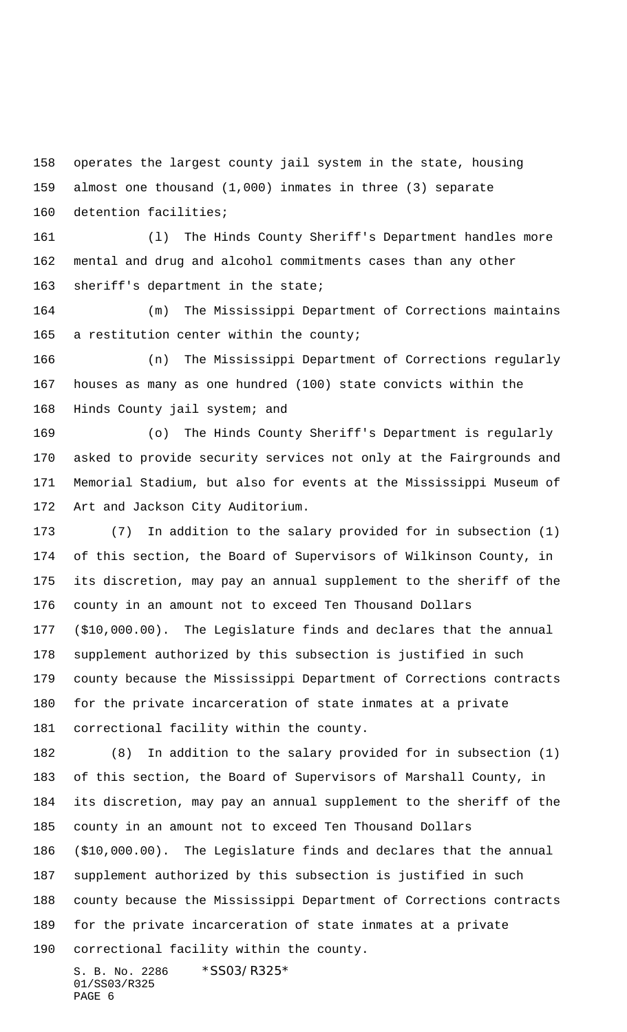operates the largest county jail system in the state, housing almost one thousand (1,000) inmates in three (3) separate detention facilities;

(l) The Hinds County Sheriff's Department handles more mental and drug and alcohol commitments cases than any other sheriff's department in the state;

(m) The Mississippi Department of Corrections maintains a restitution center within the county;

(n) The Mississippi Department of Corrections regularly houses as many as one hundred (100) state convicts within the Hinds County jail system; and

(o) The Hinds County Sheriff's Department is regularly asked to provide security services not only at the Fairgrounds and Memorial Stadium, but also for events at the Mississippi Museum of Art and Jackson City Auditorium.

(7) In addition to the salary provided for in subsection (1) of this section, the Board of Supervisors of Wilkinson County, in its discretion, may pay an annual supplement to the sheriff of the county in an amount not to exceed Ten Thousand Dollars ($10,000.00). The Legislature finds and declares that the annual supplement authorized by this subsection is justified in such county because the Mississippi Department of Corrections contracts for the private incarceration of state inmates at a private correctional facility within the county.

(8) In addition to the salary provided for in subsection (1) of this section, the Board of Supervisors of Marshall County, in its discretion, may pay an annual supplement to the sheriff of the county in an amount not to exceed Ten Thousand Dollars ($10,000.00). The Legislature finds and declares that the annual supplement authorized by this subsection is justified in such county because the Mississippi Department of Corrections contracts for the private incarceration of state inmates at a private correctional facility within the county.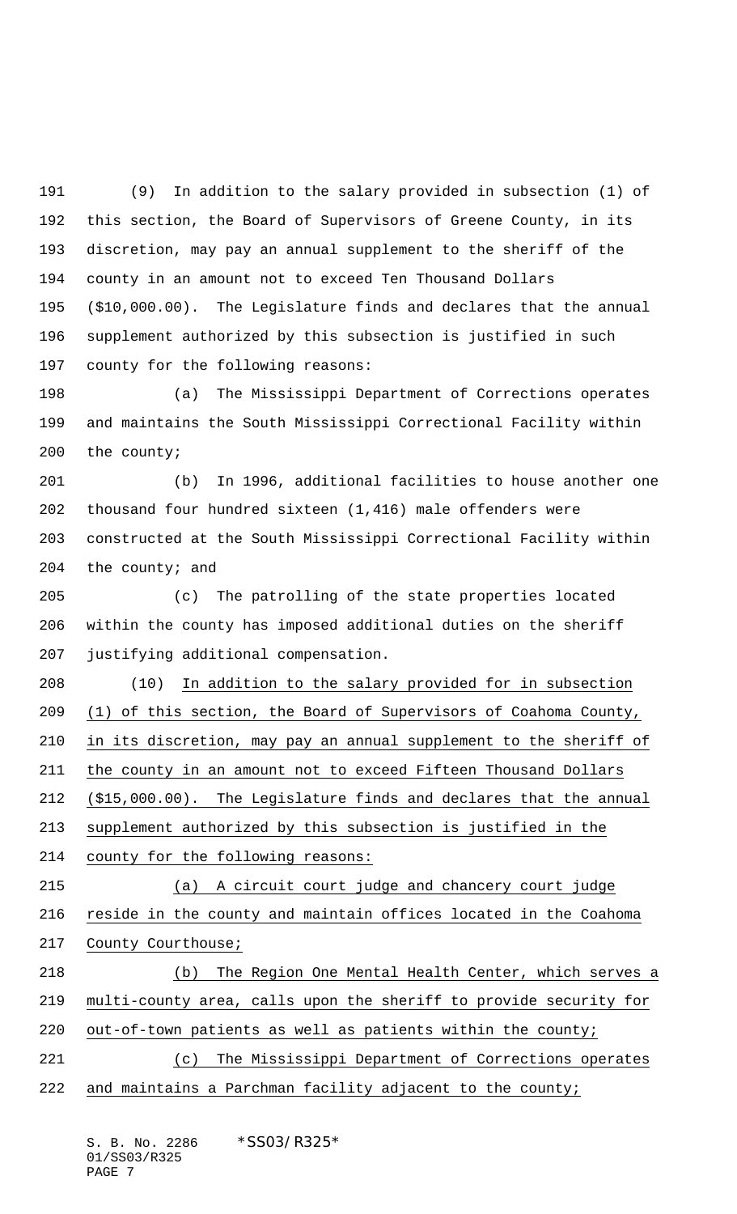(9) In addition to the salary provided in subsection (1) of this section, the Board of Supervisors of Greene County, in its discretion, may pay an annual supplement to the sheriff of the county in an amount not to exceed Ten Thousand Dollars ($10,000.00). The Legislature finds and declares that the annual supplement authorized by this subsection is justified in such county for the following reasons:

(a) The Mississippi Department of Corrections operates and maintains the South Mississippi Correctional Facility within the county;

(b) In 1996, additional facilities to house another one thousand four hundred sixteen (1,416) male offenders were constructed at the South Mississippi Correctional Facility within the county; and

(c) The patrolling of the state properties located within the county has imposed additional duties on the sheriff justifying additional compensation.

(10) <u>In addition to the salary provided for in subsection (1) of this section, the Board of Supervisors of Coahoma County, in its discretion, may pay an annual supplement to the sheriff of the county in an amount not to exceed Fifteen Thousand Dollars ($15,000.00). The Legislature finds and declares that the annual supplement authorized by this subsection is justified in the county for the following reasons:</u>

<u>(a) A circuit court judge and chancery court judge reside in the county and maintain offices located in the Coahoma County Courthouse;</u>

<u>(b) The Region One Mental Health Center, which serves a multi-county area, calls upon the sheriff to provide security for out-of-town patients as well as patients within the county;</u>

<u>(c) The Mississippi Department of Corrections operates and maintains a Parchman facility adjacent to the county;</u>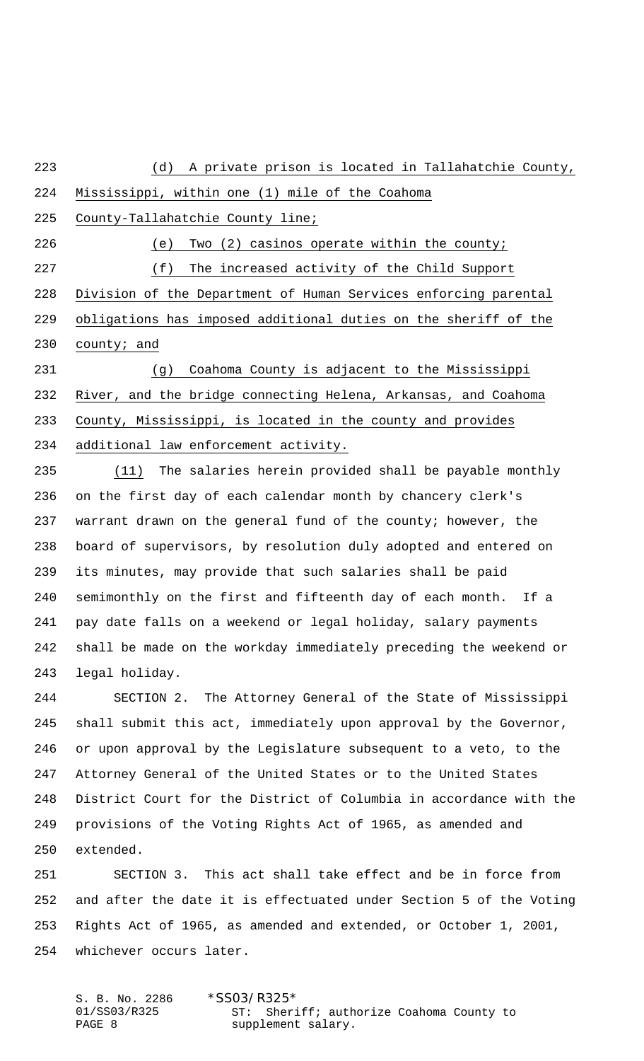(d) A private prison is located in Tallahatchie County, Mississippi, within one (1) mile of the Coahoma County-Tallahatchie County line;

(e) Two (2) casinos operate within the county;

(f) The increased activity of the Child Support Division of the Department of Human Services enforcing parental obligations has imposed additional duties on the sheriff of the county; and

(g) Coahoma County is adjacent to the Mississippi River, and the bridge connecting Helena, Arkansas, and Coahoma County, Mississippi, is located in the county and provides additional law enforcement activity.

(11) The salaries herein provided shall be payable monthly on the first day of each calendar month by chancery clerk's warrant drawn on the general fund of the county; however, the board of supervisors, by resolution duly adopted and entered on its minutes, may provide that such salaries shall be paid semimonthly on the first and fifteenth day of each month. If a pay date falls on a weekend or legal holiday, salary payments shall be made on the workday immediately preceding the weekend or legal holiday.

SECTION 2. The Attorney General of the State of Mississippi shall submit this act, immediately upon approval by the Governor, or upon approval by the Legislature subsequent to a veto, to the Attorney General of the United States or to the United States District Court for the District of Columbia in accordance with the provisions of the Voting Rights Act of 1965, as amended and extended.

SECTION 3. This act shall take effect and be in force from and after the date it is effectuated under Section 5 of the Voting Rights Act of 1965, as amended and extended, or October 1, 2001, whichever occurs later.

ST: Sheriff; authorize Coahoma County to supplement salary.